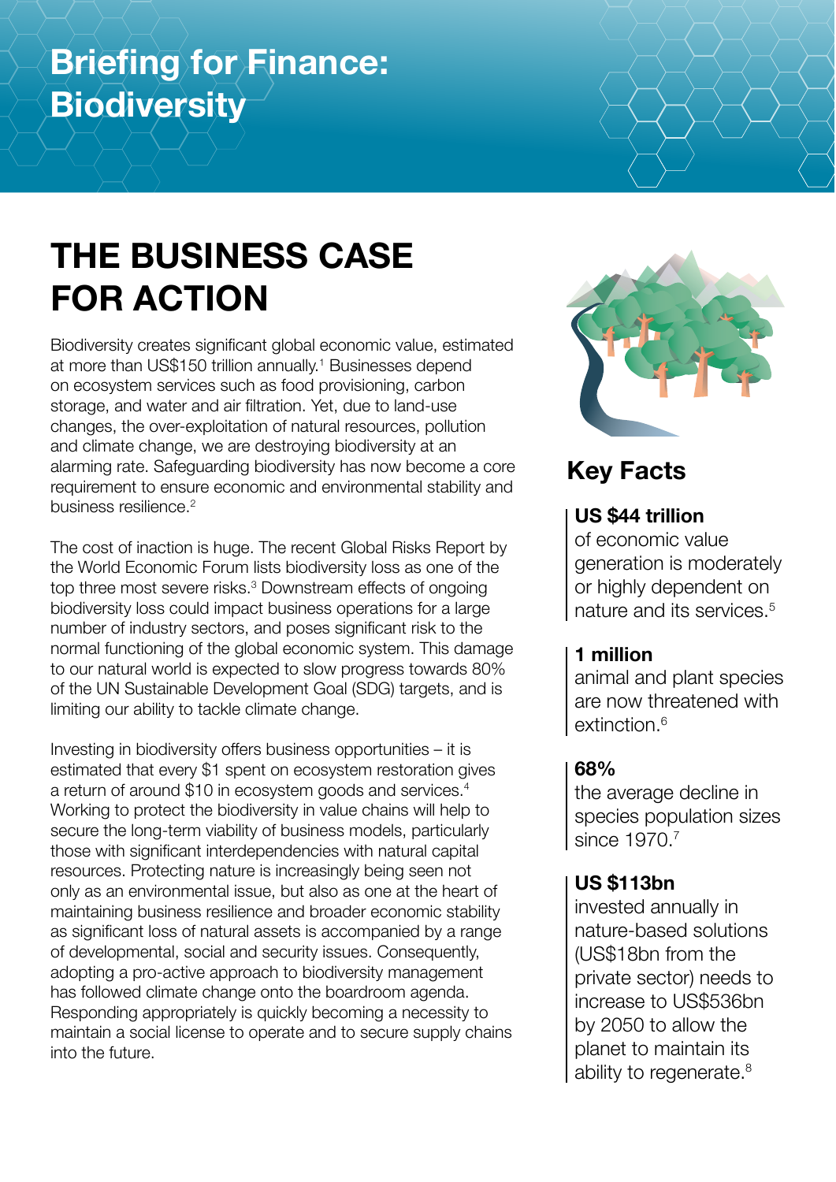# Briefing for Finance: Biodiversity

## THE BUSINESS CASE FOR ACTION

Biodiversity creates significant global economic value, estimated at more than US$150 trillion annually.[1] Businesses depend on ecosystem services such as food provisioning, carbon storage, and water and air filtration. Yet, due to land-use changes, the over-exploitation of natural resources, pollution and climate change, we are destroying biodiversity at an alarming rate. Safeguarding biodiversity has now become a core requirement to ensure economic and environmental stability and business resilience.[2]

The cost of inaction is huge. The recent Global Risks Report by the World Economic Forum lists biodiversity loss as one of the top three most severe risks.[3] Downstream effects of ongoing biodiversity loss could impact business operations for a large number of industry sectors, and poses significant risk to the normal functioning of the global economic system. This damage to our natural world is expected to slow progress towards 80% of the UN Sustainable Development Goal (SDG) targets, and is limiting our ability to tackle climate change.

Investing in biodiversity offers business opportunities – it is estimated that every $1 spent on ecosystem restoration gives a return of around $10 in ecosystem goods and services.[4] Working to protect the biodiversity in value chains will help to secure the long-term viability of business models, particularly those with significant interdependencies with natural capital resources. Protecting nature is increasingly being seen not only as an environmental issue, but also as one at the heart of maintaining business resilience and broader economic stability as significant loss of natural assets is accompanied by a range of developmental, social and security issues. Consequently, adopting a pro-active approach to biodiversity management has followed climate change onto the boardroom agenda. Responding appropriately is quickly becoming a necessity to maintain a social license to operate and to secure supply chains into the future.

## Key Facts

**US $44 trillion**
of economic value generation is moderately or highly dependent on nature and its services.[5]

**1 million**
animal and plant species are now threatened with extinction.[6]

**68%**
the average decline in species population sizes since 1970.[7]

**US $113bn**
invested annually in nature-based solutions (US$18bn from the private sector) needs to increase to US$536bn by 2050 to allow the planet to maintain its ability to regenerate.[8]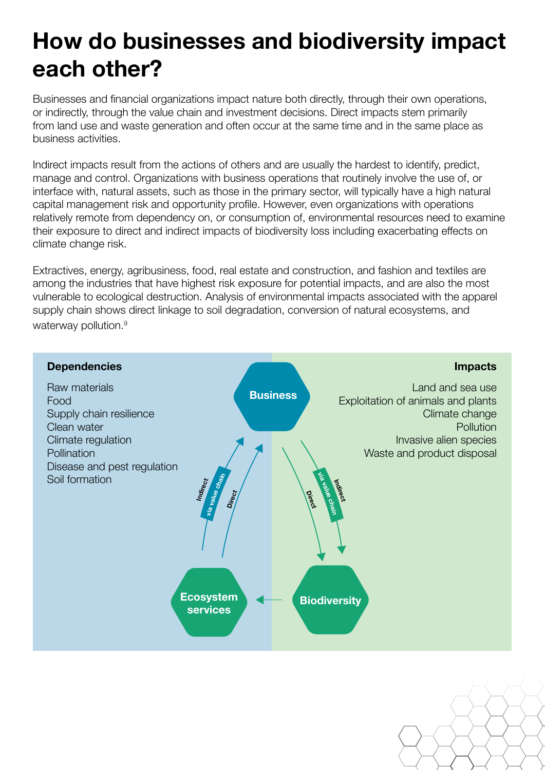# How do businesses and biodiversity impact each other?

Businesses and financial organizations impact nature both directly, through their own operations, or indirectly, through the value chain and investment decisions. Direct impacts stem primarily from land use and waste generation and often occur at the same time and in the same place as business activities.

Indirect impacts result from the actions of others and are usually the hardest to identify, predict, manage and control. Organizations with business operations that routinely involve the use of, or interface with, natural assets, such as those in the primary sector, will typically have a high natural capital management risk and opportunity profile. However, even organizations with operations relatively remote from dependency on, or consumption of, environmental resources need to examine their exposure to direct and indirect impacts of biodiversity loss including exacerbating effects on climate change risk.

Extractives, energy, agribusiness, food, real estate and construction, and fashion and textiles are among the industries that have highest risk exposure for potential impacts, and are also the most vulnerable to ecological destruction. Analysis of environmental impacts associated with the apparel supply chain shows direct linkage to soil degradation, conversion of natural ecosystems, and waterway pollution.[9]

**Dependencies**

Raw materials
Food
Supply chain resilience
Clean water
Climate regulation
Pollination
Disease and pest regulation
Soil formation

**Impacts**

Land and sea use
Exploitation of animals and plants
Climate change
Pollution
Invasive alien species
Waste and product disposal

Business

Ecosystem services

Biodiversity

Indirect via value chain

Direct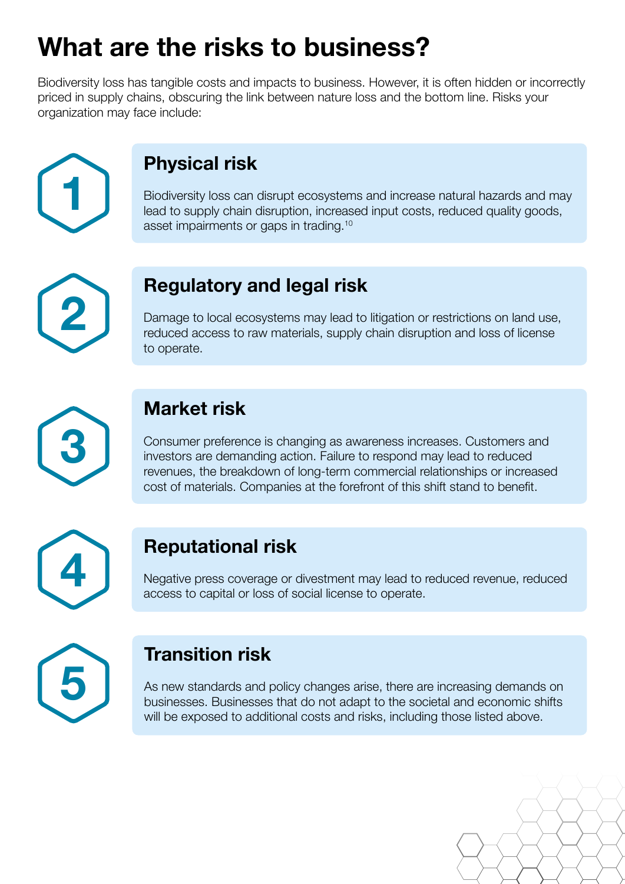# What are the risks to business?

Biodiversity loss has tangible costs and impacts to business. However, it is often hidden or incorrectly priced in supply chains, obscuring the link between nature loss and the bottom line. Risks your organization may face include:

## 1 Physical risk

Biodiversity loss can disrupt ecosystems and increase natural hazards and may lead to supply chain disruption, increased input costs, reduced quality goods, asset impairments or gaps in trading.[10]

## 2 Regulatory and legal risk

Damage to local ecosystems may lead to litigation or restrictions on land use, reduced access to raw materials, supply chain disruption and loss of license to operate.

## 3 Market risk

Consumer preference is changing as awareness increases. Customers and investors are demanding action. Failure to respond may lead to reduced revenues, the breakdown of long-term commercial relationships or increased cost of materials. Companies at the forefront of this shift stand to benefit.

## 4 Reputational risk

Negative press coverage or divestment may lead to reduced revenue, reduced access to capital or loss of social license to operate.

## 5 Transition risk

As new standards and policy changes arise, there are increasing demands on businesses. Businesses that do not adapt to the societal and economic shifts will be exposed to additional costs and risks, including those listed above.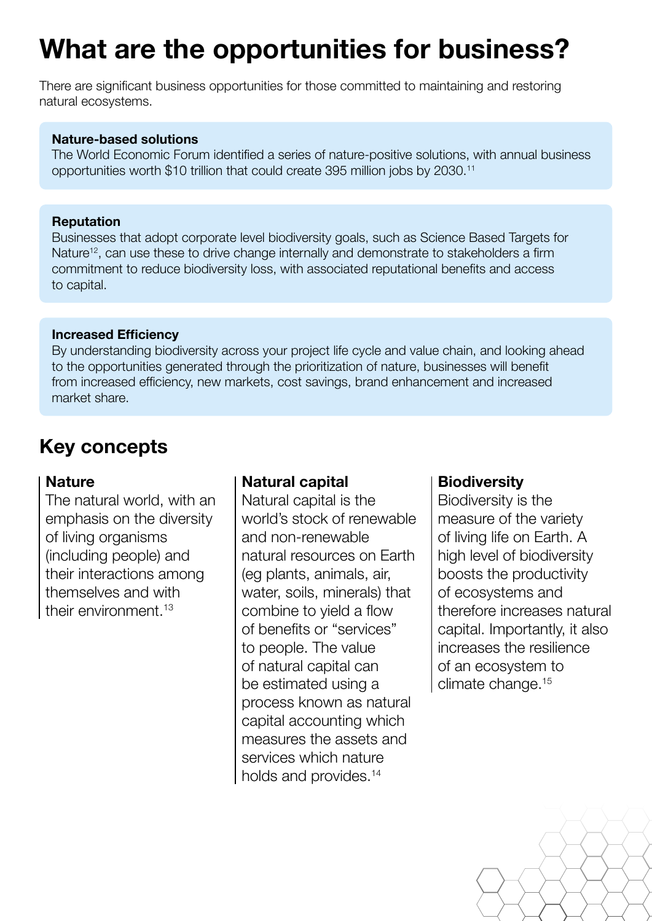# What are the opportunities for business?

There are significant business opportunities for those committed to maintaining and restoring natural ecosystems.

**Nature-based solutions**

The World Economic Forum identified a series of nature-positive solutions, with annual business opportunities worth $10 trillion that could create 395 million jobs by 2030.[11]

**Reputation**

Businesses that adopt corporate level biodiversity goals, such as Science Based Targets for Nature[12], can use these to drive change internally and demonstrate to stakeholders a firm commitment to reduce biodiversity loss, with associated reputational benefits and access to capital.

**Increased Efficiency**

By understanding biodiversity across your project life cycle and value chain, and looking ahead to the opportunities generated through the prioritization of nature, businesses will benefit from increased efficiency, new markets, cost savings, brand enhancement and increased market share.

## Key concepts

**Nature**

The natural world, with an emphasis on the diversity of living organisms (including people) and their interactions among themselves and with their environment.[13]

**Natural capital**

Natural capital is the world's stock of renewable and non-renewable natural resources on Earth (eg plants, animals, air, water, soils, minerals) that combine to yield a flow of benefits or "services" to people. The value of natural capital can be estimated using a process known as natural capital accounting which measures the assets and services which nature holds and provides.[14]

**Biodiversity**

Biodiversity is the measure of the variety of living life on Earth. A high level of biodiversity boosts the productivity of ecosystems and therefore increases natural capital. Importantly, it also increases the resilience of an ecosystem to climate change.[15]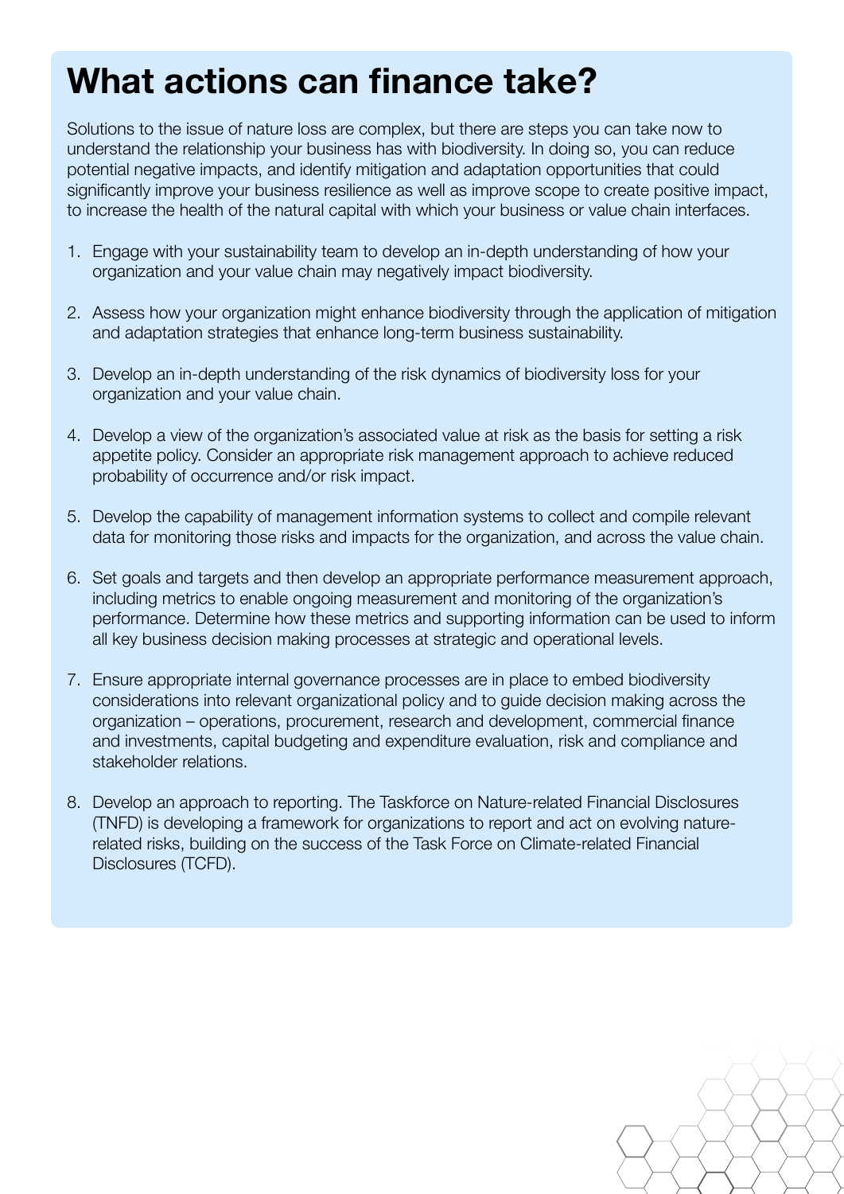# What actions can finance take?

Solutions to the issue of nature loss are complex, but there are steps you can take now to understand the relationship your business has with biodiversity. In doing so, you can reduce potential negative impacts, and identify mitigation and adaptation opportunities that could significantly improve your business resilience as well as improve scope to create positive impact, to increase the health of the natural capital with which your business or value chain interfaces.

1. Engage with your sustainability team to develop an in-depth understanding of how your organization and your value chain may negatively impact biodiversity.

2. Assess how your organization might enhance biodiversity through the application of mitigation and adaptation strategies that enhance long-term business sustainability.

3. Develop an in-depth understanding of the risk dynamics of biodiversity loss for your organization and your value chain.

4. Develop a view of the organization's associated value at risk as the basis for setting a risk appetite policy. Consider an appropriate risk management approach to achieve reduced probability of occurrence and/or risk impact.

5. Develop the capability of management information systems to collect and compile relevant data for monitoring those risks and impacts for the organization, and across the value chain.

6. Set goals and targets and then develop an appropriate performance measurement approach, including metrics to enable ongoing measurement and monitoring of the organization's performance. Determine how these metrics and supporting information can be used to inform all key business decision making processes at strategic and operational levels.

7. Ensure appropriate internal governance processes are in place to embed biodiversity considerations into relevant organizational policy and to guide decision making across the organization – operations, procurement, research and development, commercial finance and investments, capital budgeting and expenditure evaluation, risk and compliance and stakeholder relations.

8. Develop an approach to reporting. The Taskforce on Nature-related Financial Disclosures (TNFD) is developing a framework for organizations to report and act on evolving nature-related risks, building on the success of the Task Force on Climate-related Financial Disclosures (TCFD).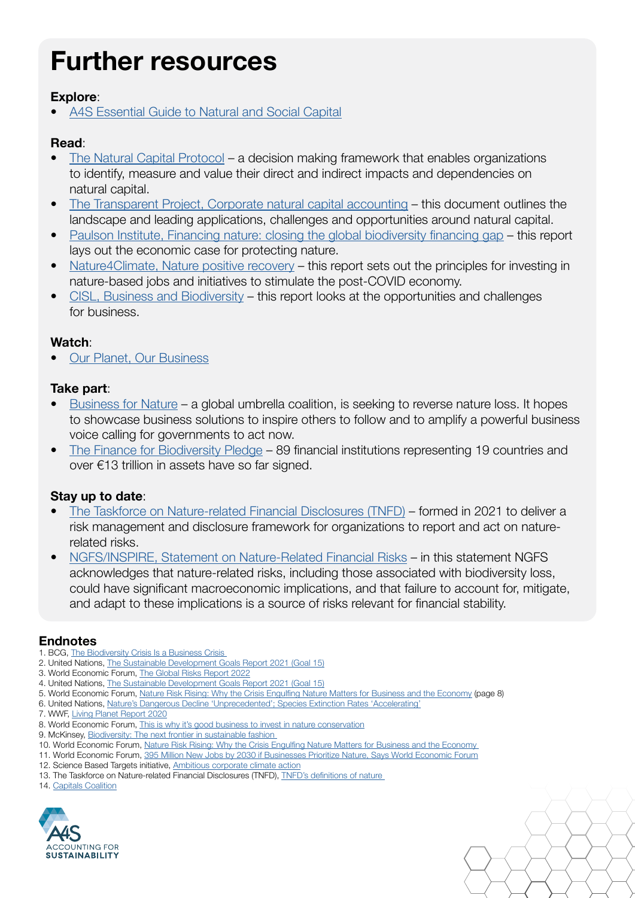# Further resources

**Explore**:

- A4S Essential Guide to Natural and Social Capital

**Read**:

- The Natural Capital Protocol – a decision making framework that enables organizations to identify, measure and value their direct and indirect impacts and dependencies on natural capital.
- The Transparent Project, Corporate natural capital accounting – this document outlines the landscape and leading applications, challenges and opportunities around natural capital.
- Paulson Institute, Financing nature: closing the global biodiversity financing gap – this report lays out the economic case for protecting nature.
- Nature4Climate, Nature positive recovery – this report sets out the principles for investing in nature-based jobs and initiatives to stimulate the post-COVID economy.
- CISL, Business and Biodiversity – this report looks at the opportunities and challenges for business.

**Watch**:

- Our Planet, Our Business

**Take part**:

- Business for Nature – a global umbrella coalition, is seeking to reverse nature loss. It hopes to showcase business solutions to inspire others to follow and to amplify a powerful business voice calling for governments to act now.
- The Finance for Biodiversity Pledge – 89 financial institutions representing 19 countries and over €13 trillion in assets have so far signed.

**Stay up to date**:

- The Taskforce on Nature-related Financial Disclosures (TNFD) – formed in 2021 to deliver a risk management and disclosure framework for organizations to report and act on nature-related risks.
- NGFS/INSPIRE, Statement on Nature-Related Financial Risks – in this statement NGFS acknowledges that nature-related risks, including those associated with biodiversity loss, could have significant macroeconomic implications, and that failure to account for, mitigate, and adapt to these implications is a source of risks relevant for financial stability.

## Endnotes

1. BCG, The Biodiversity Crisis Is a Business Crisis
2. United Nations, The Sustainable Development Goals Report 2021 (Goal 15)
3. World Economic Forum, The Global Risks Report 2022
4. United Nations, The Sustainable Development Goals Report 2021 (Goal 15)
5. World Economic Forum, Nature Risk Rising: Why the Crisis Engulfing Nature Matters for Business and the Economy (page 8)
6. United Nations, Nature's Dangerous Decline 'Unprecedented'; Species Extinction Rates 'Accelerating'
7. WWF, Living Planet Report 2020
8. World Economic Forum, This is why it's good business to invest in nature conservation
9. McKinsey, Biodiversity: The next frontier in sustainable fashion
10. World Economic Forum, Nature Risk Rising: Why the Crisis Engulfing Nature Matters for Business and the Economy
11. World Economic Forum, 395 Million New Jobs by 2030 if Businesses Prioritize Nature, Says World Economic Forum
12. Science Based Targets initiative, Ambitious corporate climate action
13. The Taskforce on Nature-related Financial Disclosures (TNFD), TNFD's definitions of nature
14. Capitals Coalition

A4S ACCOUNTING FOR SUSTAINABILITY